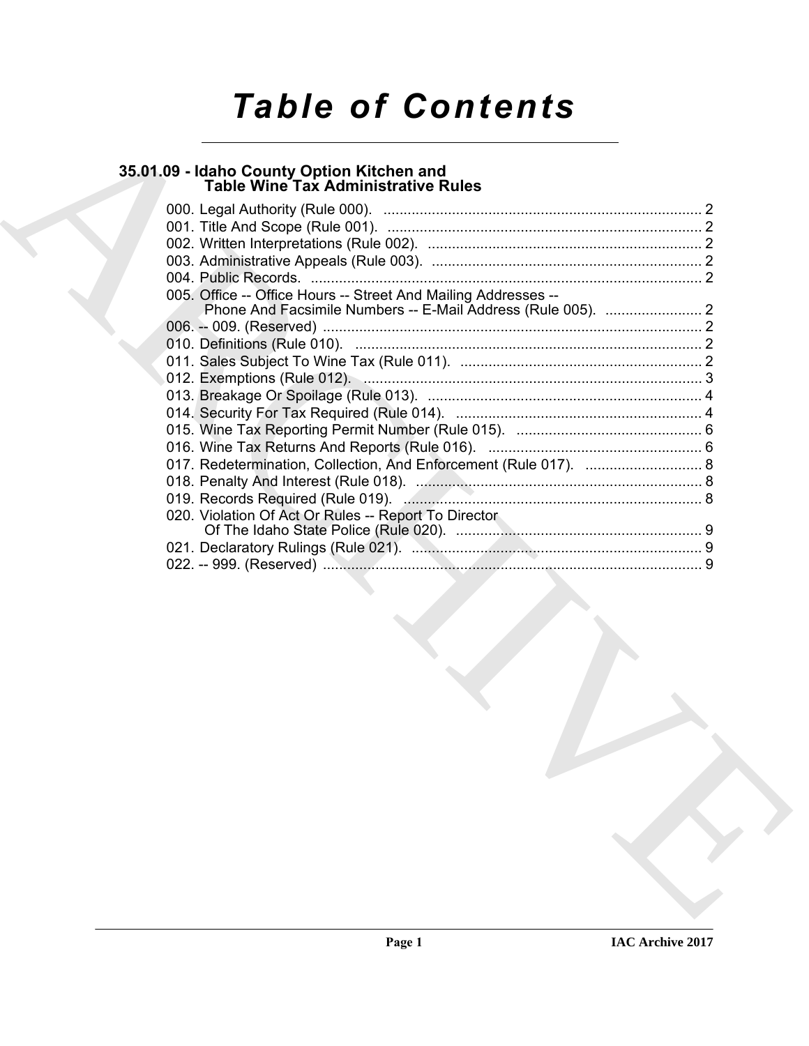# Table of Contents

## 35.01.09 - Idaho County Option Kitchen and Table Wine Tax Administrative Rules

000. Legal Authority (Rule 000). ........................................................................... 2
001. Title And Scope (Rule 001). .......................................................................... 2
002. Written Interpretations (Rule 002). ................................................................ 2
003. Administrative Appeals (Rule 003). ............................................................... 2
004. Public Records. ............................................................................................. 2
005. Office -- Office Hours -- Street And Mailing Addresses -- Phone And Facsimile Numbers -- E-Mail Address (Rule 005). ........................ 2
006. -- 009. (Reserved) .......................................................................................... 2
010. Definitions (Rule 010). .................................................................................. 2
011. Sales Subject To Wine Tax (Rule 011). ........................................................ 2
012. Exemptions (Rule 012). ................................................................................ 3
013. Breakage Or Spoilage (Rule 013). ................................................................ 4
014. Security For Tax Required (Rule 014). ......................................................... 4
015. Wine Tax Reporting Permit Number (Rule 015). ........................................... 6
016. Wine Tax Returns And Reports (Rule 016). .................................................. 6
017. Redetermination, Collection, And Enforcement (Rule 017). ............................ 8
018. Penalty And Interest (Rule 018). ................................................................... 8
019. Records Required (Rule 019). ...................................................................... 8
020. Violation Of Act Or Rules -- Report To Director Of The Idaho State Police (Rule 020). ............................................................ 9
021. Declaratory Rulings (Rule 021). .................................................................... 9
022. -- 999. (Reserved) .......................................................................................... 9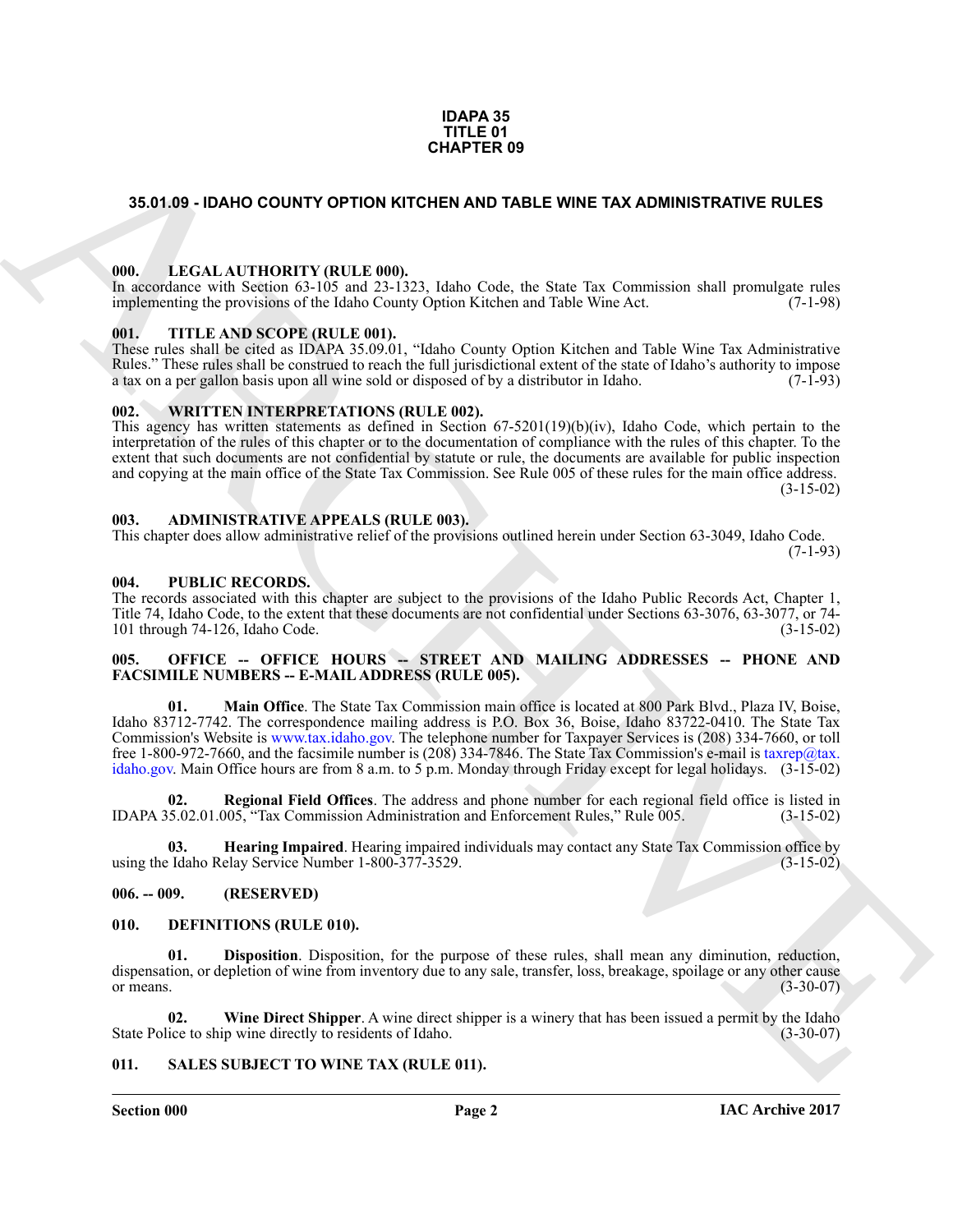**IDAPA 35**
**TITLE 01**
**CHAPTER 09**

## 35.01.09 - IDAHO COUNTY OPTION KITCHEN AND TABLE WINE TAX ADMINISTRATIVE RULES

### 000. LEGAL AUTHORITY (RULE 000).

In accordance with Section 63-105 and 23-1323, Idaho Code, the State Tax Commission shall promulgate rules implementing the provisions of the Idaho County Option Kitchen and Table Wine Act. (7-1-98)

### 001. TITLE AND SCOPE (RULE 001).

These rules shall be cited as IDAPA 35.09.01, "Idaho County Option Kitchen and Table Wine Tax Administrative Rules." These rules shall be construed to reach the full jurisdictional extent of the state of Idaho's authority to impose a tax on a per gallon basis upon all wine sold or disposed of by a distributor in Idaho. (7-1-93)

### 002. WRITTEN INTERPRETATIONS (RULE 002).

This agency has written statements as defined in Section 67-5201(19)(b)(iv), Idaho Code, which pertain to the interpretation of the rules of this chapter or to the documentation of compliance with the rules of this chapter. To the extent that such documents are not confidential by statute or rule, the documents are available for public inspection and copying at the main office of the State Tax Commission. See Rule 005 of these rules for the main office address. (3-15-02)

### 003. ADMINISTRATIVE APPEALS (RULE 003).

This chapter does allow administrative relief of the provisions outlined herein under Section 63-3049, Idaho Code. (7-1-93)

### 004. PUBLIC RECORDS.

The records associated with this chapter are subject to the provisions of the Idaho Public Records Act, Chapter 1, Title 74, Idaho Code, to the extent that these documents are not confidential under Sections 63-3076, 63-3077, or 74-101 through 74-126, Idaho Code. (3-15-02)

### 005. OFFICE -- OFFICE HOURS -- STREET AND MAILING ADDRESSES -- PHONE AND FACSIMILE NUMBERS -- E-MAIL ADDRESS (RULE 005).

**01. Main Office**. The State Tax Commission main office is located at 800 Park Blvd., Plaza IV, Boise, Idaho 83712-7742. The correspondence mailing address is P.O. Box 36, Boise, Idaho 83722-0410. The State Tax Commission's Website is www.tax.idaho.gov. The telephone number for Taxpayer Services is (208) 334-7660, or toll free 1-800-972-7660, and the facsimile number is (208) 334-7846. The State Tax Commission's e-mail is taxrep@tax.idaho.gov. Main Office hours are from 8 a.m. to 5 p.m. Monday through Friday except for legal holidays. (3-15-02)

**02. Regional Field Offices**. The address and phone number for each regional field office is listed in IDAPA 35.02.01.005, "Tax Commission Administration and Enforcement Rules," Rule 005. (3-15-02)

**03. Hearing Impaired**. Hearing impaired individuals may contact any State Tax Commission office by using the Idaho Relay Service Number 1-800-377-3529. (3-15-02)

### 006. -- 009. (RESERVED)

### 010. DEFINITIONS (RULE 010).

**01. Disposition**. Disposition, for the purpose of these rules, shall mean any diminution, reduction, dispensation, or depletion of wine from inventory due to any sale, transfer, loss, breakage, spoilage or any other cause or means. (3-30-07)

**02. Wine Direct Shipper**. A wine direct shipper is a winery that has been issued a permit by the Idaho State Police to ship wine directly to residents of Idaho. (3-30-07)

### 011. SALES SUBJECT TO WINE TAX (RULE 011).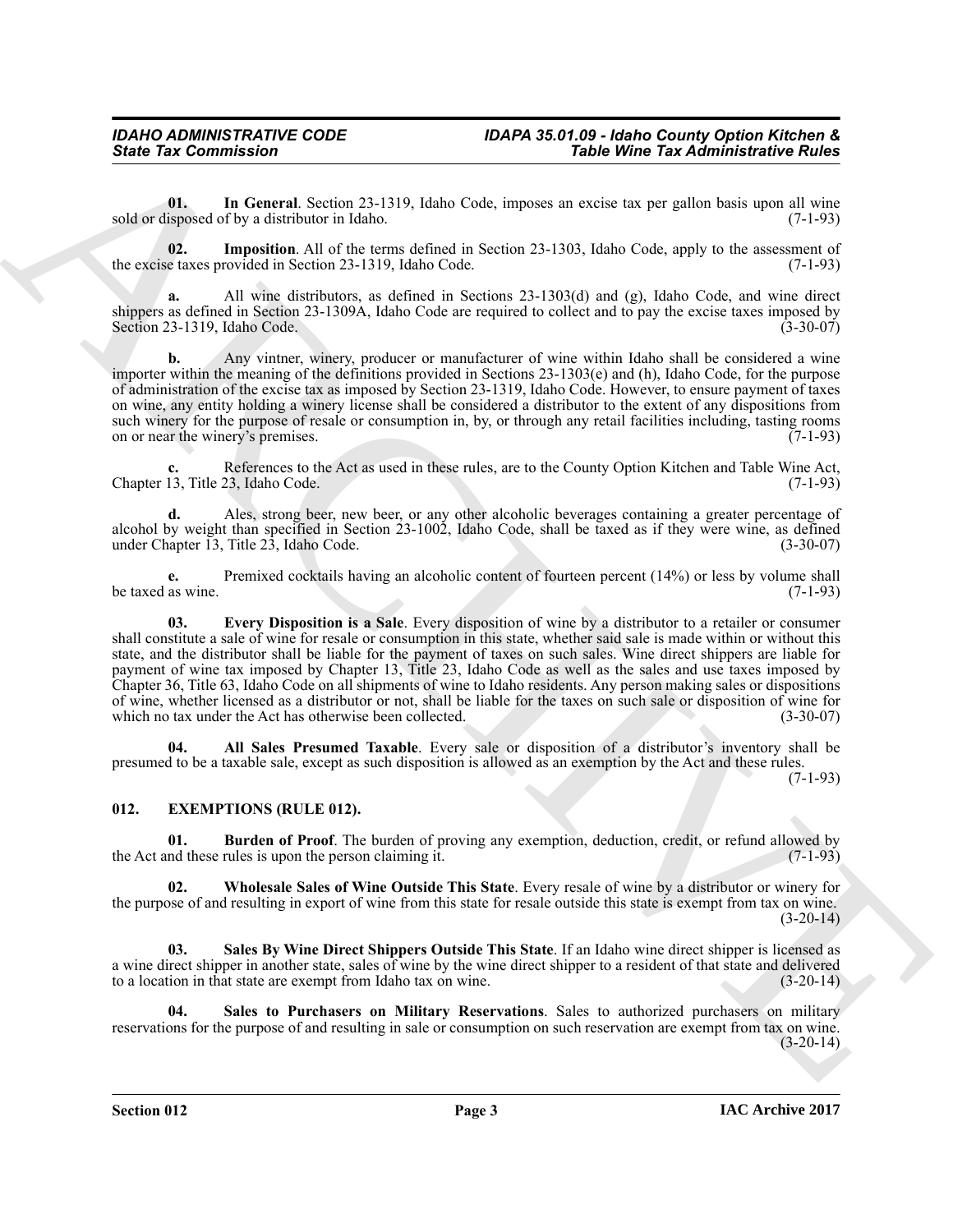**01. In General**. Section 23-1319, Idaho Code, imposes an excise tax per gallon basis upon all wine sold or disposed of by a distributor in Idaho. (7-1-93)

**02. Imposition**. All of the terms defined in Section 23-1303, Idaho Code, apply to the assessment of the excise taxes provided in Section 23-1319, Idaho Code. (7-1-93)

**a.** All wine distributors, as defined in Sections 23-1303(d) and (g), Idaho Code, and wine direct shippers as defined in Section 23-1309A, Idaho Code are required to collect and to pay the excise taxes imposed by Section 23-1319, Idaho Code. (3-30-07)

**b.** Any vintner, winery, producer or manufacturer of wine within Idaho shall be considered a wine importer within the meaning of the definitions provided in Sections 23-1303(e) and (h), Idaho Code, for the purpose of administration of the excise tax as imposed by Section 23-1319, Idaho Code. However, to ensure payment of taxes on wine, any entity holding a winery license shall be considered a distributor to the extent of any dispositions from such winery for the purpose of resale or consumption in, by, or through any retail facilities including, tasting rooms on or near the winery's premises. (7-1-93)

**c.** References to the Act as used in these rules, are to the County Option Kitchen and Table Wine Act, Chapter 13, Title 23, Idaho Code. (7-1-93)

**d.** Ales, strong beer, new beer, or any other alcoholic beverages containing a greater percentage of alcohol by weight than specified in Section 23-1002, Idaho Code, shall be taxed as if they were wine, as defined under Chapter 13, Title 23, Idaho Code. (3-30-07)

**e.** Premixed cocktails having an alcoholic content of fourteen percent (14%) or less by volume shall be taxed as wine. (7-1-93)

**03. Every Disposition is a Sale**. Every disposition of wine by a distributor to a retailer or consumer shall constitute a sale of wine for resale or consumption in this state, whether said sale is made within or without this state, and the distributor shall be liable for the payment of taxes on such sales. Wine direct shippers are liable for payment of wine tax imposed by Chapter 13, Title 23, Idaho Code as well as the sales and use taxes imposed by Chapter 36, Title 63, Idaho Code on all shipments of wine to Idaho residents. Any person making sales or dispositions of wine, whether licensed as a distributor or not, shall be liable for the taxes on such sale or disposition of wine for which no tax under the Act has otherwise been collected. (3-30-07)

**04. All Sales Presumed Taxable**. Every sale or disposition of a distributor's inventory shall be presumed to be a taxable sale, except as such disposition is allowed as an exemption by the Act and these rules. (7-1-93)

## 012. EXEMPTIONS (RULE 012).

**01. Burden of Proof**. The burden of proving any exemption, deduction, credit, or refund allowed by the Act and these rules is upon the person claiming it. (7-1-93)

**02. Wholesale Sales of Wine Outside This State**. Every resale of wine by a distributor or winery for the purpose of and resulting in export of wine from this state for resale outside this state is exempt from tax on wine. (3-20-14)

**03. Sales By Wine Direct Shippers Outside This State**. If an Idaho wine direct shipper is licensed as a wine direct shipper in another state, sales of wine by the wine direct shipper to a resident of that state and delivered to a location in that state are exempt from Idaho tax on wine. (3-20-14)

**04. Sales to Purchasers on Military Reservations**. Sales to authorized purchasers on military reservations for the purpose of and resulting in sale or consumption on such reservation are exempt from tax on wine. (3-20-14)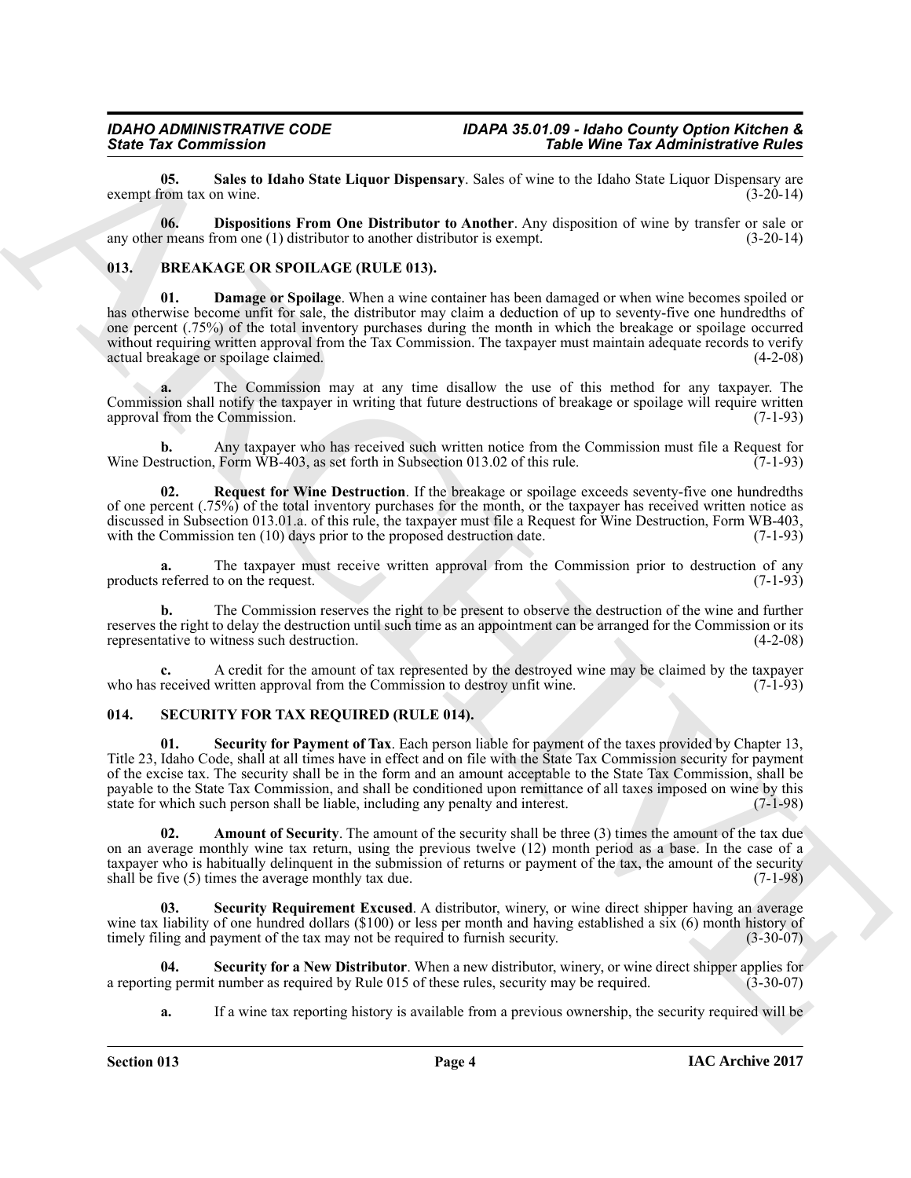**05. Sales to Idaho State Liquor Dispensary**. Sales of wine to the Idaho State Liquor Dispensary are exempt from tax on wine. (3-20-14)

**06. Dispositions From One Distributor to Another**. Any disposition of wine by transfer or sale or any other means from one (1) distributor to another distributor is exempt. (3-20-14)

## 013. BREAKAGE OR SPOILAGE (RULE 013).

**01. Damage or Spoilage**. When a wine container has been damaged or when wine becomes spoiled or has otherwise become unfit for sale, the distributor may claim a deduction of up to seventy-five one hundredths of one percent (.75%) of the total inventory purchases during the month in which the breakage or spoilage occurred without requiring written approval from the Tax Commission. The taxpayer must maintain adequate records to verify actual breakage or spoilage claimed. (4-2-08)

**a.** The Commission may at any time disallow the use of this method for any taxpayer. The Commission shall notify the taxpayer in writing that future destructions of breakage or spoilage will require written approval from the Commission. (7-1-93)

**b.** Any taxpayer who has received such written notice from the Commission must file a Request for Wine Destruction, Form WB-403, as set forth in Subsection 013.02 of this rule. (7-1-93)

**02. Request for Wine Destruction**. If the breakage or spoilage exceeds seventy-five one hundredths of one percent (.75%) of the total inventory purchases for the month, or the taxpayer has received written notice as discussed in Subsection 013.01.a. of this rule, the taxpayer must file a Request for Wine Destruction, Form WB-403, with the Commission ten (10) days prior to the proposed destruction date. (7-1-93)

**a.** The taxpayer must receive written approval from the Commission prior to destruction of any products referred to on the request. (7-1-93)

**b.** The Commission reserves the right to be present to observe the destruction of the wine and further reserves the right to delay the destruction until such time as an appointment can be arranged for the Commission or its representative to witness such destruction. (4-2-08)

**c.** A credit for the amount of tax represented by the destroyed wine may be claimed by the taxpayer who has received written approval from the Commission to destroy unfit wine. (7-1-93)

## 014. SECURITY FOR TAX REQUIRED (RULE 014).

**01. Security for Payment of Tax**. Each person liable for payment of the taxes provided by Chapter 13, Title 23, Idaho Code, shall at all times have in effect and on file with the State Tax Commission security for payment of the excise tax. The security shall be in the form and an amount acceptable to the State Tax Commission, shall be payable to the State Tax Commission, and shall be conditioned upon remittance of all taxes imposed on wine by this state for which such person shall be liable, including any penalty and interest. (7-1-98)

**02. Amount of Security**. The amount of the security shall be three (3) times the amount of the tax due on an average monthly wine tax return, using the previous twelve (12) month period as a base. In the case of a taxpayer who is habitually delinquent in the submission of returns or payment of the tax, the amount of the security shall be five (5) times the average monthly tax due. (7-1-98)

**03. Security Requirement Excused**. A distributor, winery, or wine direct shipper having an average wine tax liability of one hundred dollars ($100) or less per month and having established a six (6) month history of timely filing and payment of the tax may not be required to furnish security. (3-30-07)

**04. Security for a New Distributor**. When a new distributor, winery, or wine direct shipper applies for a reporting permit number as required by Rule 015 of these rules, security may be required. (3-30-07)

**a.** If a wine tax reporting history is available from a previous ownership, the security required will be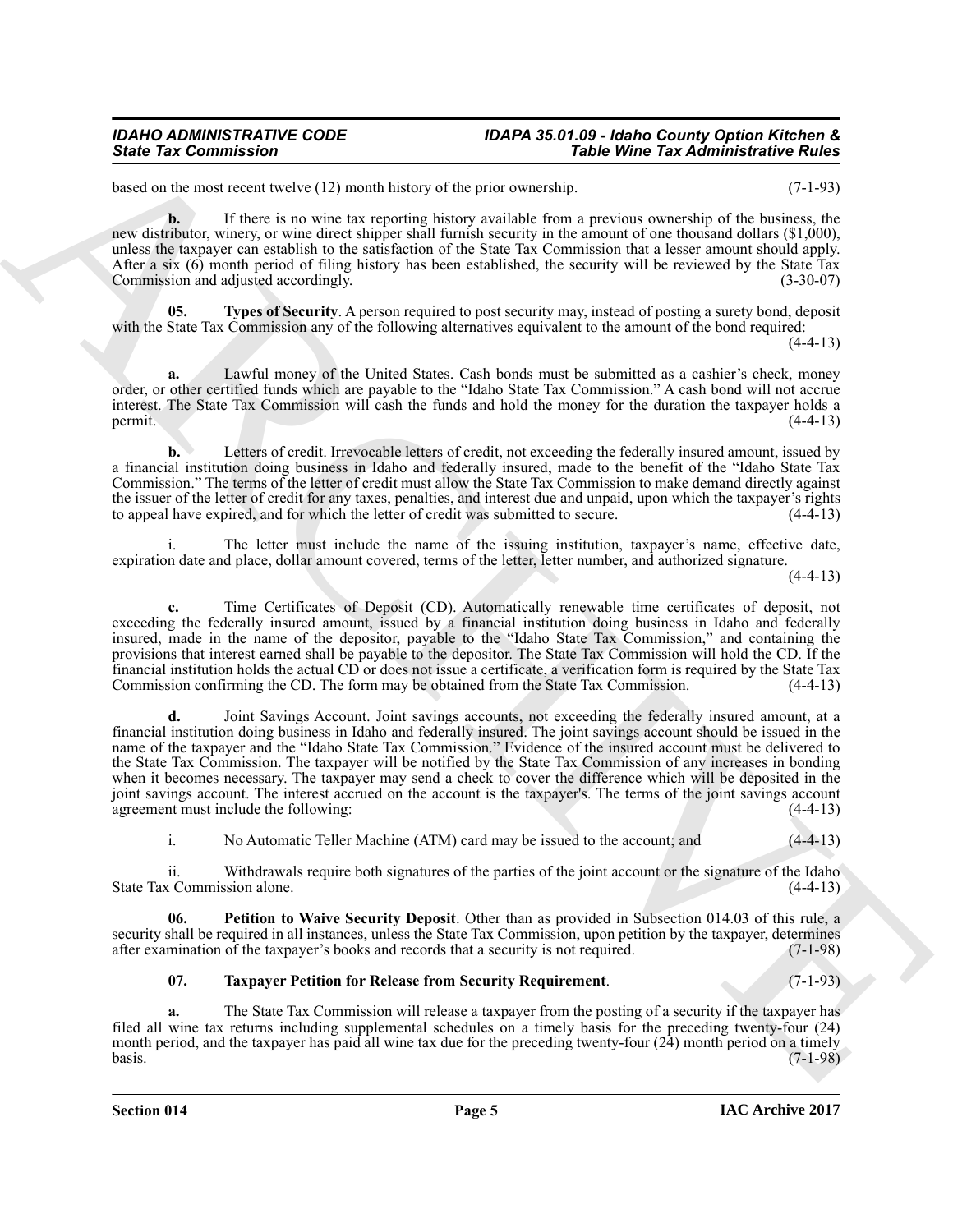based on the most recent twelve (12) month history of the prior ownership. (7-1-93)

**b.** If there is no wine tax reporting history available from a previous ownership of the business, the new distributor, winery, or wine direct shipper shall furnish security in the amount of one thousand dollars ($1,000), unless the taxpayer can establish to the satisfaction of the State Tax Commission that a lesser amount should apply. After a six (6) month period of filing history has been established, the security will be reviewed by the State Tax Commission and adjusted accordingly. (3-30-07)

**05. Types of Security**. A person required to post security may, instead of posting a surety bond, deposit with the State Tax Commission any of the following alternatives equivalent to the amount of the bond required: (4-4-13)

**a.** Lawful money of the United States. Cash bonds must be submitted as a cashier's check, money order, or other certified funds which are payable to the "Idaho State Tax Commission." A cash bond will not accrue interest. The State Tax Commission will cash the funds and hold the money for the duration the taxpayer holds a permit. (4-4-13)

**b.** Letters of credit. Irrevocable letters of credit, not exceeding the federally insured amount, issued by a financial institution doing business in Idaho and federally insured, made to the benefit of the "Idaho State Tax Commission." The terms of the letter of credit must allow the State Tax Commission to make demand directly against the issuer of the letter of credit for any taxes, penalties, and interest due and unpaid, upon which the taxpayer's rights to appeal have expired, and for which the letter of credit was submitted to secure. (4-4-13)

i. The letter must include the name of the issuing institution, taxpayer's name, effective date, expiration date and place, dollar amount covered, terms of the letter, letter number, and authorized signature. (4-4-13)

**c.** Time Certificates of Deposit (CD). Automatically renewable time certificates of deposit, not exceeding the federally insured amount, issued by a financial institution doing business in Idaho and federally insured, made in the name of the depositor, payable to the "Idaho State Tax Commission," and containing the provisions that interest earned shall be payable to the depositor. The State Tax Commission will hold the CD. If the financial institution holds the actual CD or does not issue a certificate, a verification form is required by the State Tax Commission confirming the CD. The form may be obtained from the State Tax Commission. (4-4-13)

**d.** Joint Savings Account. Joint savings accounts, not exceeding the federally insured amount, at a financial institution doing business in Idaho and federally insured. The joint savings account should be issued in the name of the taxpayer and the "Idaho State Tax Commission." Evidence of the insured account must be delivered to the State Tax Commission. The taxpayer will be notified by the State Tax Commission of any increases in bonding when it becomes necessary. The taxpayer may send a check to cover the difference which will be deposited in the joint savings account. The interest accrued on the account is the taxpayer's. The terms of the joint savings account agreement must include the following: (4-4-13)

i. No Automatic Teller Machine (ATM) card may be issued to the account; and (4-4-13)

ii. Withdrawals require both signatures of the parties of the joint account or the signature of the Idaho State Tax Commission alone. (4-4-13)

**06. Petition to Waive Security Deposit**. Other than as provided in Subsection 014.03 of this rule, a security shall be required in all instances, unless the State Tax Commission, upon petition by the taxpayer, determines after examination of the taxpayer's books and records that a security is not required. (7-1-98)

**07. Taxpayer Petition for Release from Security Requirement**. (7-1-93)

**a.** The State Tax Commission will release a taxpayer from the posting of a security if the taxpayer has filed all wine tax returns including supplemental schedules on a timely basis for the preceding twenty-four (24) month period, and the taxpayer has paid all wine tax due for the preceding twenty-four (24) month period on a timely basis. (7-1-98)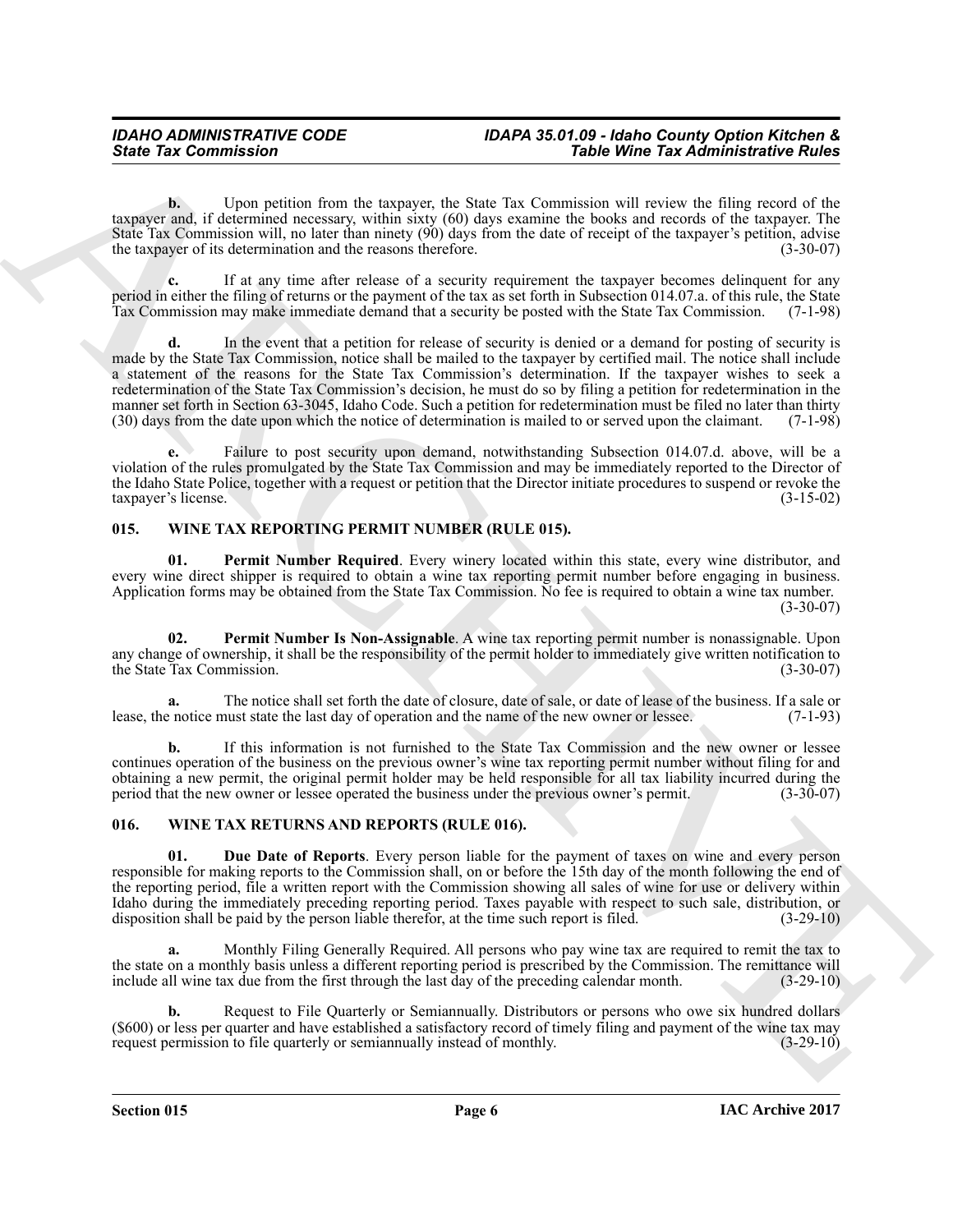**b.** Upon petition from the taxpayer, the State Tax Commission will review the filing record of the taxpayer and, if determined necessary, within sixty (60) days examine the books and records of the taxpayer. The State Tax Commission will, no later than ninety (90) days from the date of receipt of the taxpayer's petition, advise the taxpayer of its determination and the reasons therefore. (3-30-07)

**c.** If at any time after release of a security requirement the taxpayer becomes delinquent for any period in either the filing of returns or the payment of the tax as set forth in Subsection 014.07.a. of this rule, the State Tax Commission may make immediate demand that a security be posted with the State Tax Commission. (7-1-98)

**d.** In the event that a petition for release of security is denied or a demand for posting of security is made by the State Tax Commission, notice shall be mailed to the taxpayer by certified mail. The notice shall include a statement of the reasons for the State Tax Commission's determination. If the taxpayer wishes to seek a redetermination of the State Tax Commission's decision, he must do so by filing a petition for redetermination in the manner set forth in Section 63-3045, Idaho Code. Such a petition for redetermination must be filed no later than thirty (30) days from the date upon which the notice of determination is mailed to or served upon the claimant. (7-1-98)

**e.** Failure to post security upon demand, notwithstanding Subsection 014.07.d. above, will be a violation of the rules promulgated by the State Tax Commission and may be immediately reported to the Director of the Idaho State Police, together with a request or petition that the Director initiate procedures to suspend or revoke the taxpayer's license. (3-15-02)

## 015. WINE TAX REPORTING PERMIT NUMBER (RULE 015).

**01. Permit Number Required**. Every winery located within this state, every wine distributor, and every wine direct shipper is required to obtain a wine tax reporting permit number before engaging in business. Application forms may be obtained from the State Tax Commission. No fee is required to obtain a wine tax number. (3-30-07)

**02. Permit Number Is Non-Assignable**. A wine tax reporting permit number is nonassignable. Upon any change of ownership, it shall be the responsibility of the permit holder to immediately give written notification to the State Tax Commission. (3-30-07)

**a.** The notice shall set forth the date of closure, date of sale, or date of lease of the business. If a sale or lease, the notice must state the last day of operation and the name of the new owner or lessee. (7-1-93)

**b.** If this information is not furnished to the State Tax Commission and the new owner or lessee continues operation of the business on the previous owner's wine tax reporting permit number without filing for and obtaining a new permit, the original permit holder may be held responsible for all tax liability incurred during the period that the new owner or lessee operated the business under the previous owner's permit. (3-30-07)

## 016. WINE TAX RETURNS AND REPORTS (RULE 016).

**01. Due Date of Reports**. Every person liable for the payment of taxes on wine and every person responsible for making reports to the Commission shall, on or before the 15th day of the month following the end of the reporting period, file a written report with the Commission showing all sales of wine for use or delivery within Idaho during the immediately preceding reporting period. Taxes payable with respect to such sale, distribution, or disposition shall be paid by the person liable therefor, at the time such report is filed. (3-29-10)

**a.** Monthly Filing Generally Required. All persons who pay wine tax are required to remit the tax to the state on a monthly basis unless a different reporting period is prescribed by the Commission. The remittance will include all wine tax due from the first through the last day of the preceding calendar month. (3-29-10)

**b.** Request to File Quarterly or Semiannually. Distributors or persons who owe six hundred dollars ($600) or less per quarter and have established a satisfactory record of timely filing and payment of the wine tax may request permission to file quarterly or semiannually instead of monthly. (3-29-10)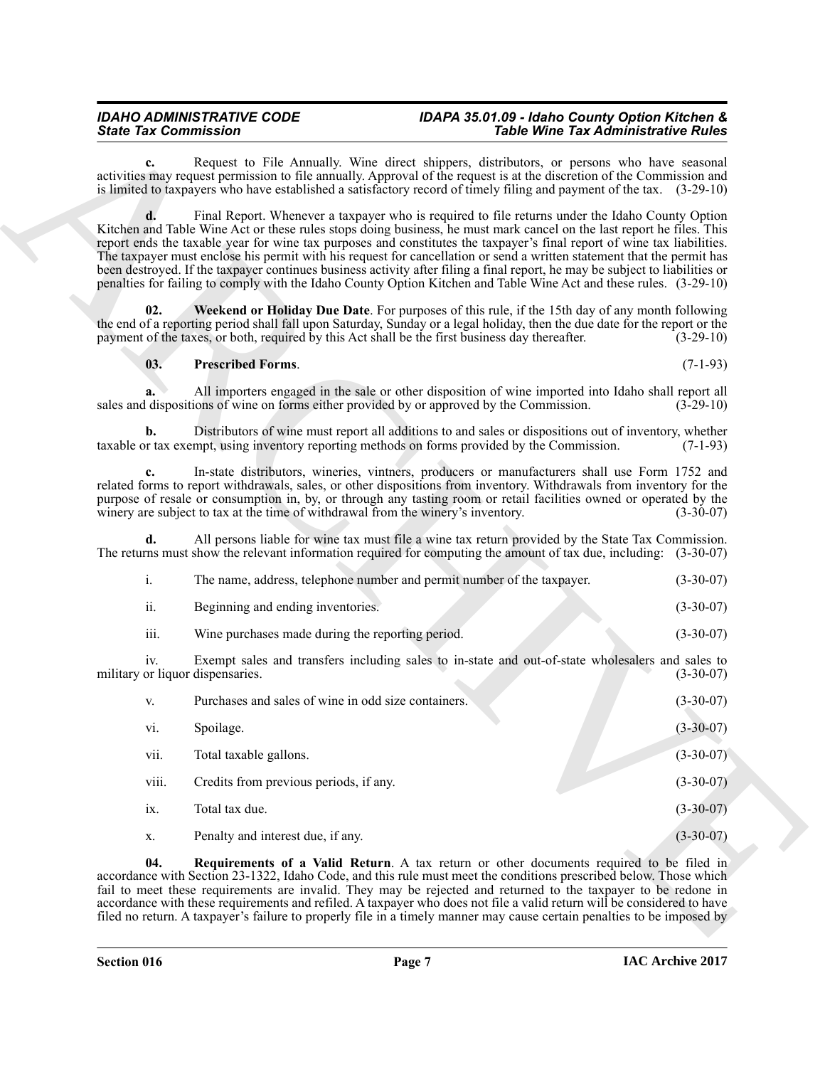**c.** Request to File Annually. Wine direct shippers, distributors, or persons who have seasonal activities may request permission to file annually. Approval of the request is at the discretion of the Commission and is limited to taxpayers who have established a satisfactory record of timely filing and payment of the tax. (3-29-10)

**d.** Final Report. Whenever a taxpayer who is required to file returns under the Idaho County Option Kitchen and Table Wine Act or these rules stops doing business, he must mark cancel on the last report he files. This report ends the taxable year for wine tax purposes and constitutes the taxpayer's final report of wine tax liabilities. The taxpayer must enclose his permit with his request for cancellation or send a written statement that the permit has been destroyed. If the taxpayer continues business activity after filing a final report, he may be subject to liabilities or penalties for failing to comply with the Idaho County Option Kitchen and Table Wine Act and these rules. (3-29-10)

**02. Weekend or Holiday Due Date**. For purposes of this rule, if the 15th day of any month following the end of a reporting period shall fall upon Saturday, Sunday or a legal holiday, then the due date for the report or the payment of the taxes, or both, required by this Act shall be the first business day thereafter. (3-29-10)

**03. Prescribed Forms**. (7-1-93)

**a.** All importers engaged in the sale or other disposition of wine imported into Idaho shall report all sales and dispositions of wine on forms either provided by or approved by the Commission. (3-29-10)

**b.** Distributors of wine must report all additions to and sales or dispositions out of inventory, whether taxable or tax exempt, using inventory reporting methods on forms provided by the Commission. (7-1-93)

**c.** In-state distributors, wineries, vintners, producers or manufacturers shall use Form 1752 and related forms to report withdrawals, sales, or other dispositions from inventory. Withdrawals from inventory for the purpose of resale or consumption in, by, or through any tasting room or retail facilities owned or operated by the winery are subject to tax at the time of withdrawal from the winery's inventory. (3-30-07)

**d.** All persons liable for wine tax must file a wine tax return provided by the State Tax Commission. The returns must show the relevant information required for computing the amount of tax due, including: (3-30-07)

i. The name, address, telephone number and permit number of the taxpayer. (3-30-07)

ii. Beginning and ending inventories. (3-30-07)

iii. Wine purchases made during the reporting period. (3-30-07)

iv. Exempt sales and transfers including sales to in-state and out-of-state wholesalers and sales to military or liquor dispensaries. (3-30-07)

v. Purchases and sales of wine in odd size containers. (3-30-07)

vi. Spoilage. (3-30-07)

vii. Total taxable gallons. (3-30-07)

viii. Credits from previous periods, if any. (3-30-07)

ix. Total tax due. (3-30-07)

x. Penalty and interest due, if any. (3-30-07)

**04. Requirements of a Valid Return**. A tax return or other documents required to be filed in accordance with Section 23-1322, Idaho Code, and this rule must meet the conditions prescribed below. Those which fail to meet these requirements are invalid. They may be rejected and returned to the taxpayer to be redone in accordance with these requirements and refiled. A taxpayer who does not file a valid return will be considered to have filed no return. A taxpayer's failure to properly file in a timely manner may cause certain penalties to be imposed by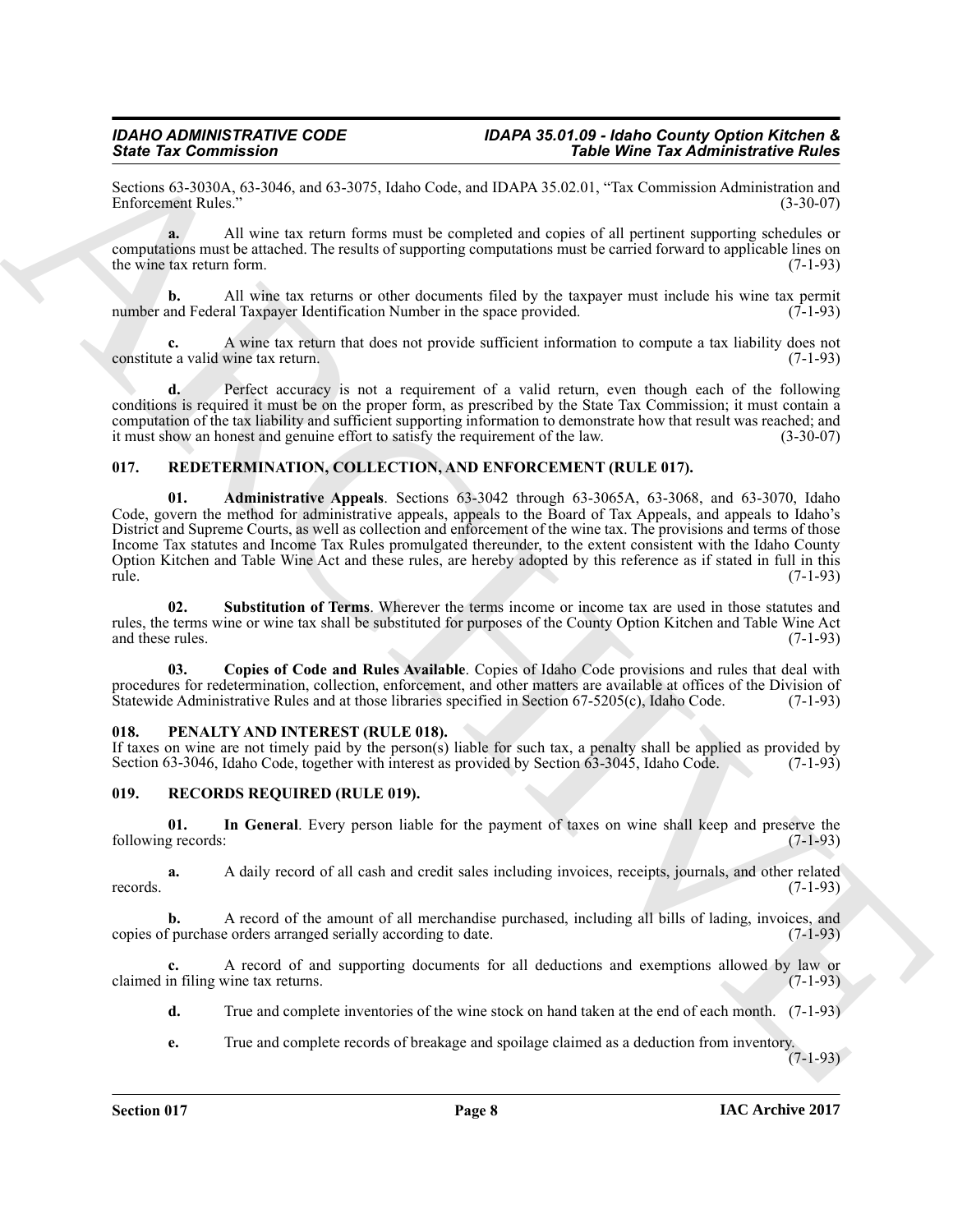Sections 63-3030A, 63-3046, and 63-3075, Idaho Code, and IDAPA 35.02.01, "Tax Commission Administration and Enforcement Rules." (3-30-07)

**a.** All wine tax return forms must be completed and copies of all pertinent supporting schedules or computations must be attached. The results of supporting computations must be carried forward to applicable lines on the wine tax return form. (7-1-93)

**b.** All wine tax returns or other documents filed by the taxpayer must include his wine tax permit number and Federal Taxpayer Identification Number in the space provided. (7-1-93)

**c.** A wine tax return that does not provide sufficient information to compute a tax liability does not constitute a valid wine tax return. (7-1-93)

**d.** Perfect accuracy is not a requirement of a valid return, even though each of the following conditions is required it must be on the proper form, as prescribed by the State Tax Commission; it must contain a computation of the tax liability and sufficient supporting information to demonstrate how that result was reached; and it must show an honest and genuine effort to satisfy the requirement of the law. (3-30-07)

### 017. REDETERMINATION, COLLECTION, AND ENFORCEMENT (RULE 017).

**01. Administrative Appeals**. Sections 63-3042 through 63-3065A, 63-3068, and 63-3070, Idaho Code, govern the method for administrative appeals, appeals to the Board of Tax Appeals, and appeals to Idaho's District and Supreme Courts, as well as collection and enforcement of the wine tax. The provisions and terms of those Income Tax statutes and Income Tax Rules promulgated thereunder, to the extent consistent with the Idaho County Option Kitchen and Table Wine Act and these rules, are hereby adopted by this reference as if stated in full in this rule. (7-1-93)

**02. Substitution of Terms**. Wherever the terms income or income tax are used in those statutes and rules, the terms wine or wine tax shall be substituted for purposes of the County Option Kitchen and Table Wine Act and these rules. (7-1-93)

**03. Copies of Code and Rules Available**. Copies of Idaho Code provisions and rules that deal with procedures for redetermination, collection, enforcement, and other matters are available at offices of the Division of Statewide Administrative Rules and at those libraries specified in Section 67-5205(c), Idaho Code. (7-1-93)

### 018. PENALTY AND INTEREST (RULE 018).

If taxes on wine are not timely paid by the person(s) liable for such tax, a penalty shall be applied as provided by Section 63-3046, Idaho Code, together with interest as provided by Section 63-3045, Idaho Code. (7-1-93)

### 019. RECORDS REQUIRED (RULE 019).

**01. In General**. Every person liable for the payment of taxes on wine shall keep and preserve the following records: (7-1-93)

**a.** A daily record of all cash and credit sales including invoices, receipts, journals, and other related records. (7-1-93)

**b.** A record of the amount of all merchandise purchased, including all bills of lading, invoices, and copies of purchase orders arranged serially according to date. (7-1-93)

**c.** A record of and supporting documents for all deductions and exemptions allowed by law or claimed in filing wine tax returns. (7-1-93)

**d.** True and complete inventories of the wine stock on hand taken at the end of each month. (7-1-93)

**e.** True and complete records of breakage and spoilage claimed as a deduction from inventory. (7-1-93)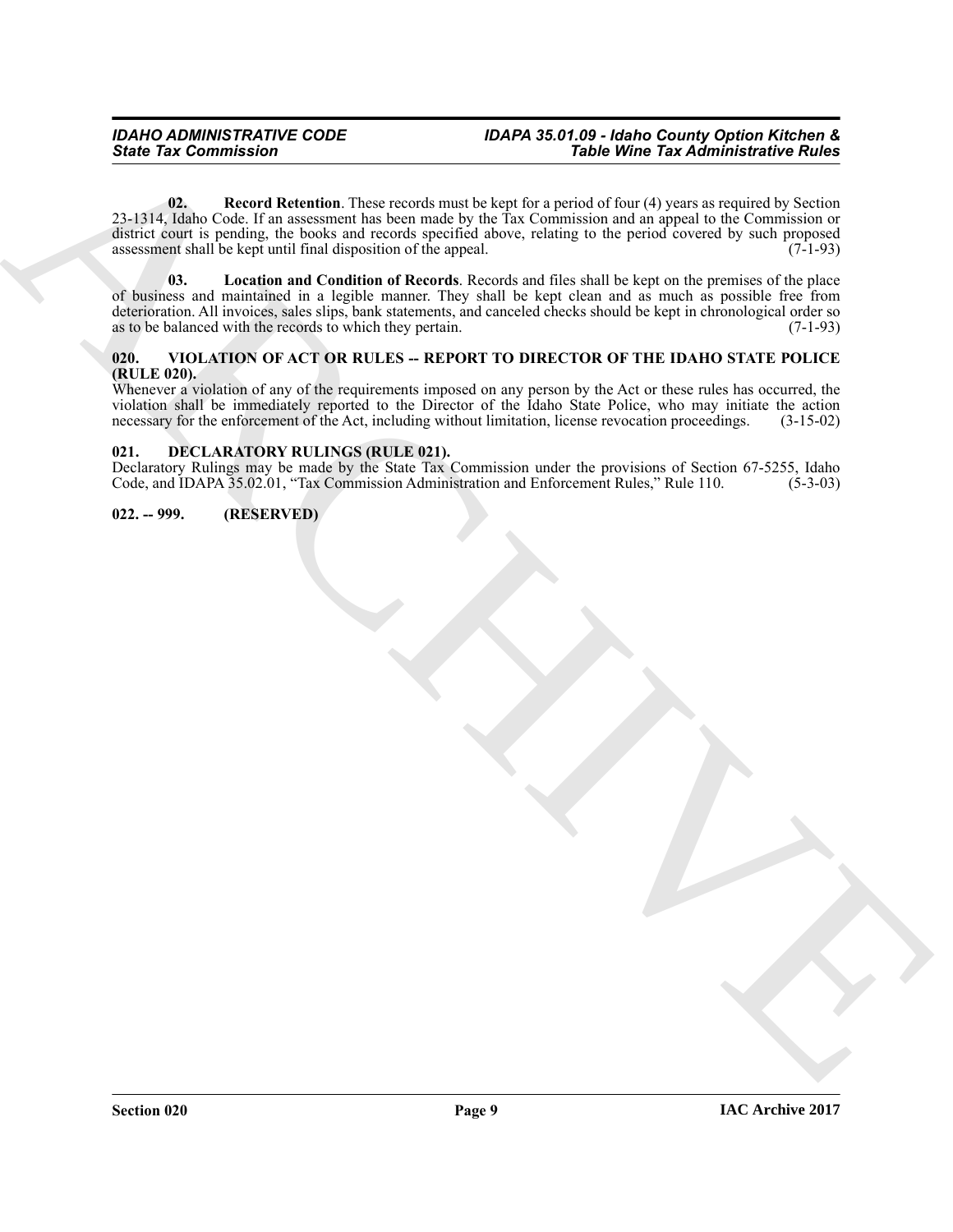**02. Record Retention**. These records must be kept for a period of four (4) years as required by Section 23-1314, Idaho Code. If an assessment has been made by the Tax Commission and an appeal to the Commission or district court is pending, the books and records specified above, relating to the period covered by such proposed assessment shall be kept until final disposition of the appeal. (7-1-93)

**03. Location and Condition of Records**. Records and files shall be kept on the premises of the place of business and maintained in a legible manner. They shall be kept clean and as much as possible free from deterioration. All invoices, sales slips, bank statements, and canceled checks should be kept in chronological order so as to be balanced with the records to which they pertain. (7-1-93)

### 020. VIOLATION OF ACT OR RULES -- REPORT TO DIRECTOR OF THE IDAHO STATE POLICE (RULE 020).

Whenever a violation of any of the requirements imposed on any person by the Act or these rules has occurred, the violation shall be immediately reported to the Director of the Idaho State Police, who may initiate the action necessary for the enforcement of the Act, including without limitation, license revocation proceedings. (3-15-02)

### 021. DECLARATORY RULINGS (RULE 021).

Declaratory Rulings may be made by the State Tax Commission under the provisions of Section 67-5255, Idaho Code, and IDAPA 35.02.01, "Tax Commission Administration and Enforcement Rules," Rule 110. (5-3-03)

### 022. -- 999. (RESERVED)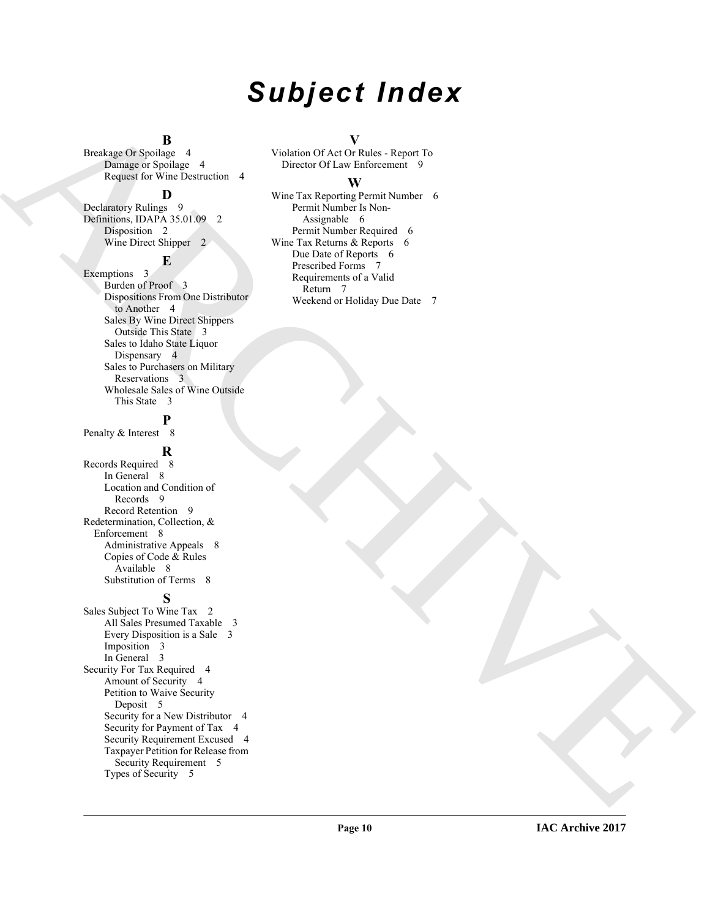# Subject Index

**B**

Breakage Or Spoilage 4
- Damage or Spoilage 4
- Request for Wine Destruction 4

**D**

Declaratory Rulings 9
Definitions, IDAPA 35.01.09 2
- Disposition 2
- Wine Direct Shipper 2

**E**

Exemptions 3
- Burden of Proof 3
- Dispositions From One Distributor to Another 4
- Sales By Wine Direct Shippers Outside This State 3
- Sales to Idaho State Liquor Dispensary 4
- Sales to Purchasers on Military Reservations 3
- Wholesale Sales of Wine Outside This State 3

**P**

Penalty & Interest 8

**R**

Records Required 8
- In General 8
- Location and Condition of Records 9
- Record Retention 9

Redetermination, Collection, & Enforcement 8
- Administrative Appeals 8
- Copies of Code & Rules Available 8
- Substitution of Terms 8

**S**

Sales Subject To Wine Tax 2
- All Sales Presumed Taxable 3
- Every Disposition is a Sale 3
- Imposition 3
- In General 3

Security For Tax Required 4
- Amount of Security 4
- Petition to Waive Security Deposit 5
- Security for a New Distributor 4
- Security for Payment of Tax 4
- Security Requirement Excused 4
- Taxpayer Petition for Release from Security Requirement 5
- Types of Security 5

**V**

Violation Of Act Or Rules - Report To Director Of Law Enforcement 9

**W**

Wine Tax Reporting Permit Number 6
- Permit Number Is Non-Assignable 6
- Permit Number Required 6

Wine Tax Returns & Reports 6
- Due Date of Reports 6
- Prescribed Forms 7
- Requirements of a Valid Return 7
- Weekend or Holiday Due Date 7